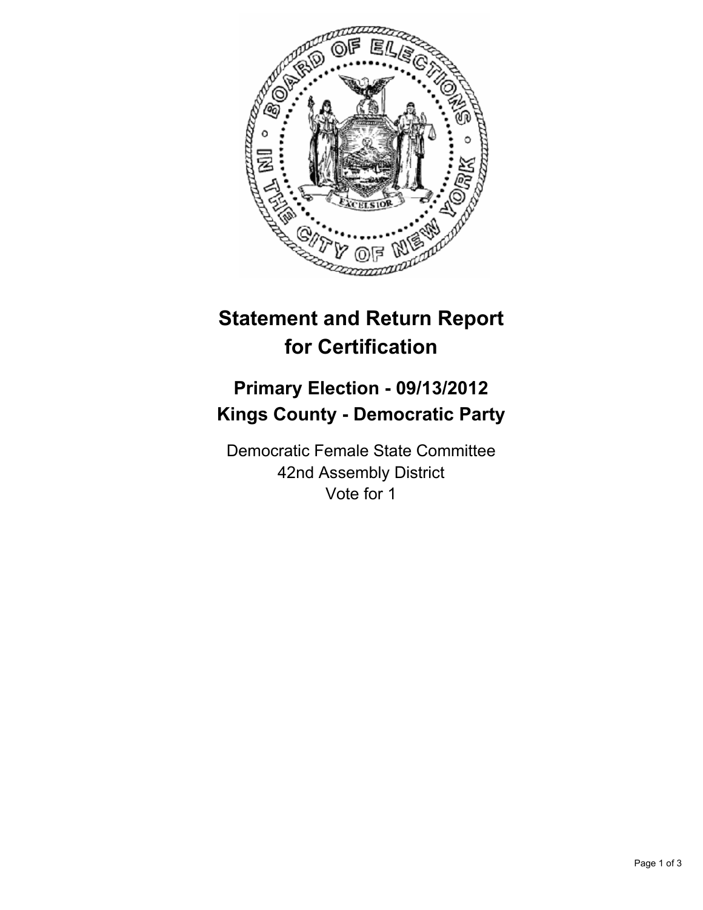# Statement and Return Report for Certification

## Primary Election - 09/13/2012
## Kings County - Democratic Party

Democratic Female State Committee
42nd Assembly District
Vote for 1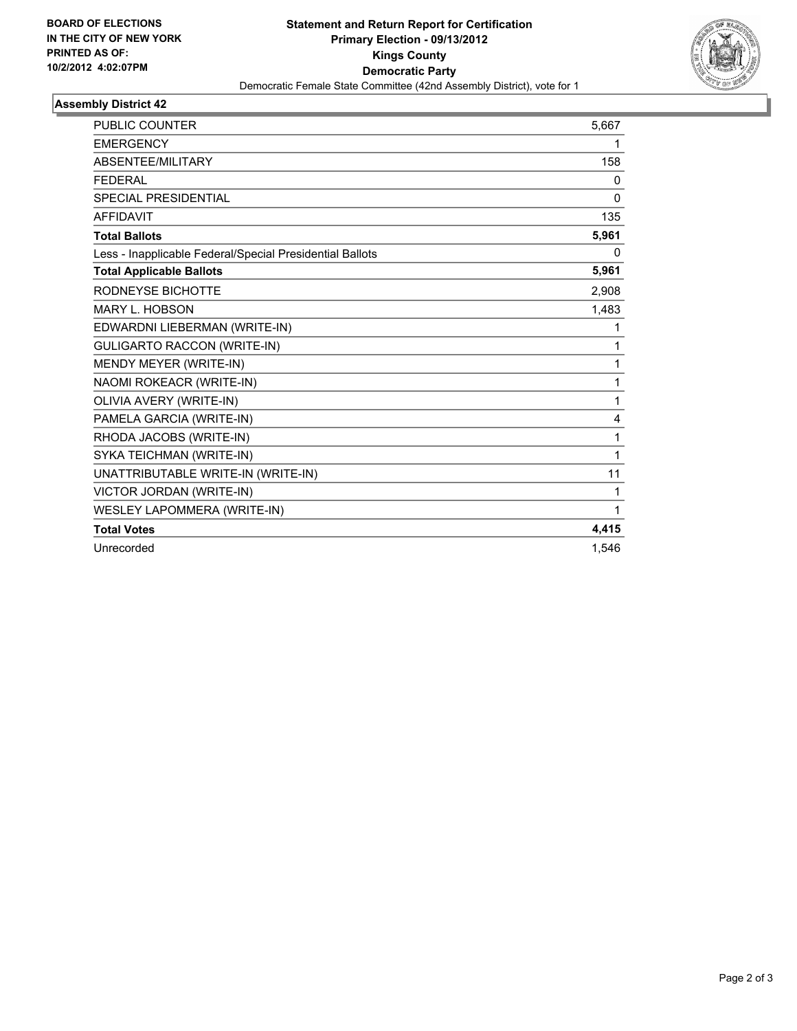**BOARD OF ELECTIONS IN THE CITY OF NEW YORK PRINTED AS OF: 10/2/2012 4:02:07PM**

# Statement and Return Report for Certification
## Primary Election - 09/13/2012
## Kings County
## Democratic Party

Democratic Female State Committee (42nd Assembly District), vote for 1

### Assembly District 42

| | |
|---|---|
| PUBLIC COUNTER | 5,667 |
| EMERGENCY | 1 |
| ABSENTEE/MILITARY | 158 |
| FEDERAL | 0 |
| SPECIAL PRESIDENTIAL | 0 |
| AFFIDAVIT | 135 |
| **Total Ballots** | **5,961** |
| Less - Inapplicable Federal/Special Presidential Ballots | 0 |
| **Total Applicable Ballots** | **5,961** |
| RODNEYSE BICHOTTE | 2,908 |
| MARY L. HOBSON | 1,483 |
| EDWARDNI LIEBERMAN (WRITE-IN) | 1 |
| GULIGARTO RACCON (WRITE-IN) | 1 |
| MENDY MEYER (WRITE-IN) | 1 |
| NAOMI ROKEACR (WRITE-IN) | 1 |
| OLIVIA AVERY (WRITE-IN) | 1 |
| PAMELA GARCIA (WRITE-IN) | 4 |
| RHODA JACOBS (WRITE-IN) | 1 |
| SYKA TEICHMAN (WRITE-IN) | 1 |
| UNATTRIBUTABLE WRITE-IN (WRITE-IN) | 11 |
| VICTOR JORDAN (WRITE-IN) | 1 |
| WESLEY LAPOMMERA (WRITE-IN) | 1 |
| **Total Votes** | **4,415** |
| Unrecorded | 1,546 |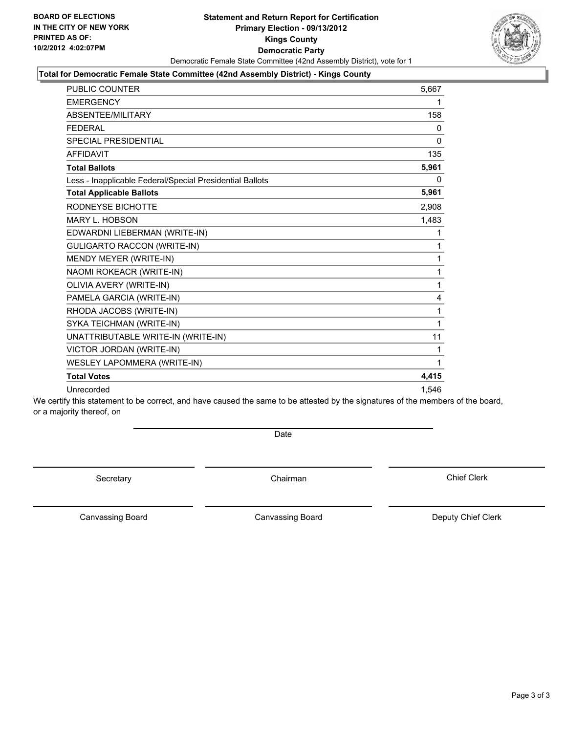**BOARD OF ELECTIONS IN THE CITY OF NEW YORK PRINTED AS OF: 10/2/2012 4:02:07PM**

# Statement and Return Report for Certification
## Primary Election - 09/13/2012
## Kings County
## Democratic Party

Democratic Female State Committee (42nd Assembly District), vote for 1

### Total for Democratic Female State Committee (42nd Assembly District) - Kings County

| | |
|---|---|
| PUBLIC COUNTER | 5,667 |
| EMERGENCY | 1 |
| ABSENTEE/MILITARY | 158 |
| FEDERAL | 0 |
| SPECIAL PRESIDENTIAL | 0 |
| AFFIDAVIT | 135 |
| **Total Ballots** | **5,961** |
| Less - Inapplicable Federal/Special Presidential Ballots | 0 |
| **Total Applicable Ballots** | **5,961** |
| RODNEYSE BICHOTTE | 2,908 |
| MARY L. HOBSON | 1,483 |
| EDWARDNI LIEBERMAN (WRITE-IN) | 1 |
| GULIGARTO RACCON (WRITE-IN) | 1 |
| MENDY MEYER (WRITE-IN) | 1 |
| NAOMI ROKEACR (WRITE-IN) | 1 |
| OLIVIA AVERY (WRITE-IN) | 1 |
| PAMELA GARCIA (WRITE-IN) | 4 |
| RHODA JACOBS (WRITE-IN) | 1 |
| SYKA TEICHMAN (WRITE-IN) | 1 |
| UNATTRIBUTABLE WRITE-IN (WRITE-IN) | 11 |
| VICTOR JORDAN (WRITE-IN) | 1 |
| WESLEY LAPOMMERA (WRITE-IN) | 1 |
| **Total Votes** | **4,415** |
| Unrecorded | 1,546 |

We certify this statement to be correct, and have caused the same to be attested by the signatures of the members of the board, or a majority thereof, on

Date

Secretary

Chairman

Chief Clerk

Canvassing Board

Canvassing Board

Deputy Chief Clerk